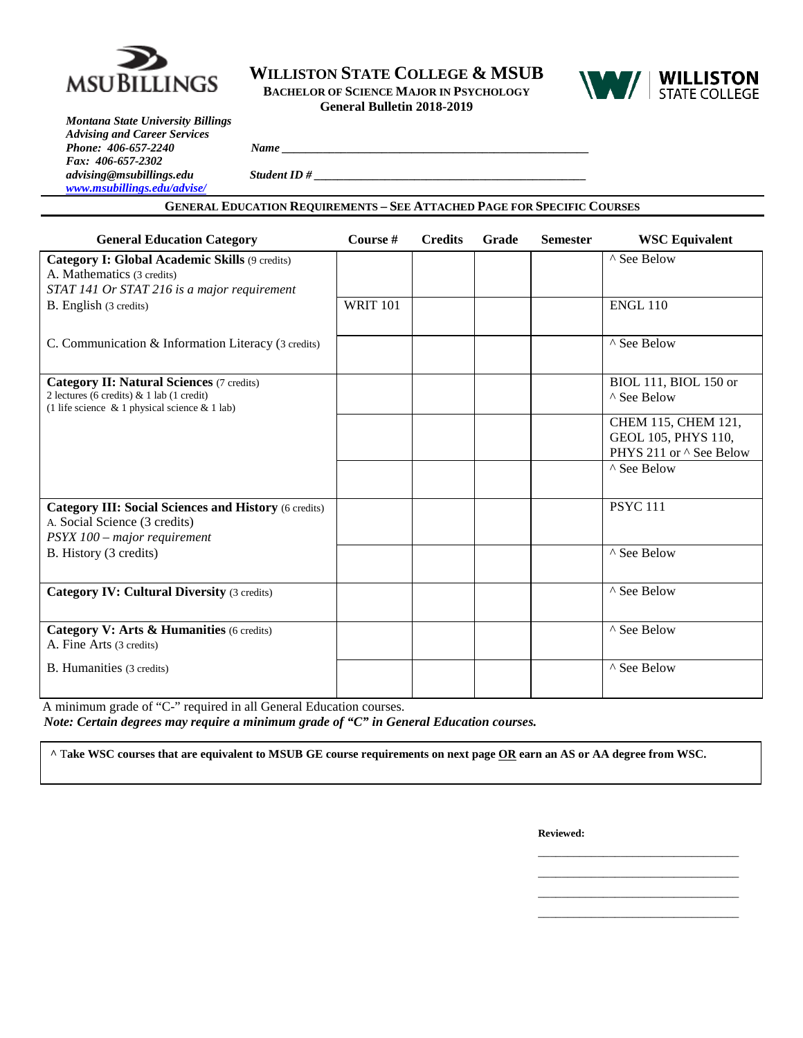# WILLISTON STATE COLLEGE & MSUB

**BACHELOR OF SCIENCE MAJOR IN PSYCHOLOGY**

**General Bulletin 2018-2019**

***Montana State University Billings***
***Advising and Career Services***
***Phone: 406-657-2240***
***Fax: 406-657-2302***
***advising@msubillings.edu***
***www.msubillings.edu/advise/***

***Name*** ______________________________________________

***Student ID #*** ________________________________________

## GENERAL EDUCATION REQUIREMENTS – SEE ATTACHED PAGE FOR SPECIFIC COURSES

| General Education Category | Course # | Credits | Grade | Semester | WSC Equivalent |
|---|---|---|---|---|---|
| **Category I: Global Academic Skills** (9 credits)<br>A. Mathematics (3 credits)<br>*STAT 141 Or STAT 216 is a major requirement* | | | | | ^ See Below |
| B. English (3 credits) | WRIT 101 | | | | ENGL 110 |
| C. Communication & Information Literacy (3 credits) | | | | | ^ See Below |
| **Category II: Natural Sciences** (7 credits)<br>2 lectures (6 credits) & 1 lab (1 credit)<br>(1 life science & 1 physical science & 1 lab) | | | | | BIOL 111, BIOL 150 or ^ See Below |
| | | | | | CHEM 115, CHEM 121, GEOL 105, PHYS 110, PHYS 211 or ^ See Below |
| | | | | | ^ See Below |
| **Category III: Social Sciences and History** (6 credits)<br>A. Social Science (3 credits)<br>*PSYX 100 – major requirement* | | | | | PSYC 111 |
| B. History (3 credits) | | | | | ^ See Below |
| **Category IV: Cultural Diversity** (3 credits) | | | | | ^ See Below |
| **Category V: Arts & Humanities** (6 credits)<br>A. Fine Arts (3 credits) | | | | | ^ See Below |
| B. Humanities (3 credits) | | | | | ^ See Below |

A minimum grade of "C-" required in all General Education courses.

***Note: Certain degrees may require a minimum grade of "C" in General Education courses.***

**^ Take WSC courses that are equivalent to MSUB GE course requirements on next page <u>OR</u> earn an AS or AA degree from WSC.**

**Reviewed:**

______________________________

______________________________

______________________________

______________________________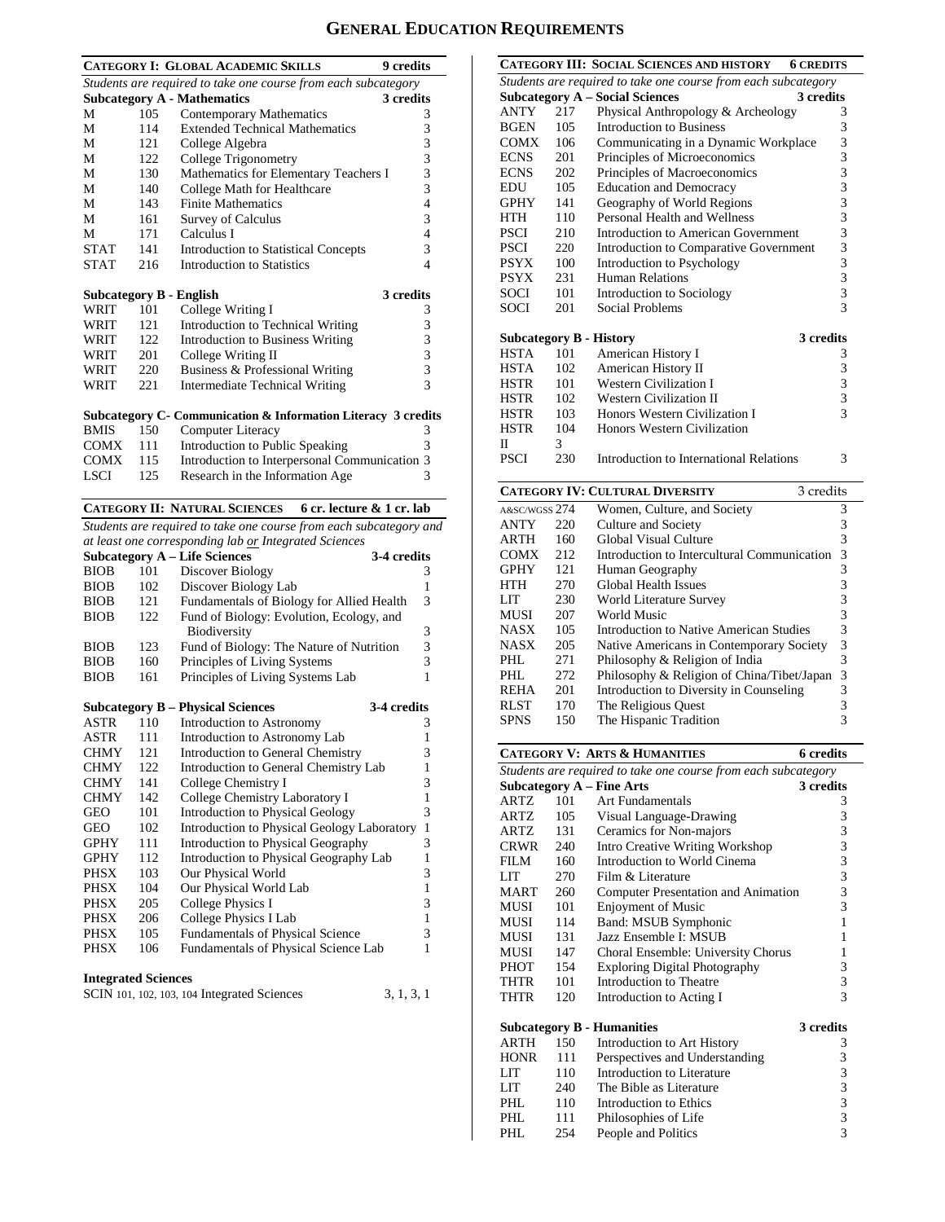# General Education Requirements

## Category I: Global Academic Skills — 9 credits

*Students are required to take one course from each subcategory*

### Subcategory A - Mathematics — 3 credits

| | | | |
|---|---|---|---|
| M | 105 | Contemporary Mathematics | 3 |
| M | 114 | Extended Technical Mathematics | 3 |
| M | 121 | College Algebra | 3 |
| M | 122 | College Trigonometry | 3 |
| M | 130 | Mathematics for Elementary Teachers I | 3 |
| M | 140 | College Math for Healthcare | 3 |
| M | 143 | Finite Mathematics | 4 |
| M | 161 | Survey of Calculus | 3 |
| M | 171 | Calculus I | 4 |
| STAT | 141 | Introduction to Statistical Concepts | 3 |
| STAT | 216 | Introduction to Statistics | 4 |

### Subcategory B - English — 3 credits

| | | | |
|---|---|---|---|
| WRIT | 101 | College Writing I | 3 |
| WRIT | 121 | Introduction to Technical Writing | 3 |
| WRIT | 122 | Introduction to Business Writing | 3 |
| WRIT | 201 | College Writing II | 3 |
| WRIT | 220 | Business & Professional Writing | 3 |
| WRIT | 221 | Intermediate Technical Writing | 3 |

### Subcategory C- Communication & Information Literacy — 3 credits

| | | | |
|---|---|---|---|
| BMIS | 150 | Computer Literacy | 3 |
| COMX | 111 | Introduction to Public Speaking | 3 |
| COMX | 115 | Introduction to Interpersonal Communication | 3 |
| LSCI | 125 | Research in the Information Age | 3 |

## Category II: Natural Sciences — 6 cr. lecture & 1 cr. lab

*Students are required to take one course from each subcategory and at least one corresponding lab or Integrated Sciences*

### Subcategory A – Life Sciences — 3-4 credits

| | | | |
|---|---|---|---|
| BIOB | 101 | Discover Biology | 3 |
| BIOB | 102 | Discover Biology Lab | 1 |
| BIOB | 121 | Fundamentals of Biology for Allied Health | 3 |
| BIOB | 122 | Fund of Biology: Evolution, Ecology, and Biodiversity | 3 |
| BIOB | 123 | Fund of Biology: The Nature of Nutrition | 3 |
| BIOB | 160 | Principles of Living Systems | 3 |
| BIOB | 161 | Principles of Living Systems Lab | 1 |

### Subcategory B – Physical Sciences — 3-4 credits

| | | | |
|---|---|---|---|
| ASTR | 110 | Introduction to Astronomy | 3 |
| ASTR | 111 | Introduction to Astronomy Lab | 1 |
| CHMY | 121 | Introduction to General Chemistry | 3 |
| CHMY | 122 | Introduction to General Chemistry Lab | 1 |
| CHMY | 141 | College Chemistry I | 3 |
| CHMY | 142 | College Chemistry Laboratory I | 1 |
| GEO | 101 | Introduction to Physical Geology | 3 |
| GEO | 102 | Introduction to Physical Geology Laboratory | 1 |
| GPHY | 111 | Introduction to Physical Geography | 3 |
| GPHY | 112 | Introduction to Physical Geography Lab | 1 |
| PHSX | 103 | Our Physical World | 3 |
| PHSX | 104 | Our Physical World Lab | 1 |
| PHSX | 205 | College Physics I | 3 |
| PHSX | 206 | College Physics I Lab | 1 |
| PHSX | 105 | Fundamentals of Physical Science | 3 |
| PHSX | 106 | Fundamentals of Physical Science Lab | 1 |

### Integrated Sciences

| | | |
|---|---|---|
| SCIN | 101, 102, 103, 104 Integrated Sciences | 3, 1, 3, 1 |

## Category III: Social Sciences and History — 6 credits

*Students are required to take one course from each subcategory*

### Subcategory A – Social Sciences — 3 credits

| | | | |
|---|---|---|---|
| ANTY | 217 | Physical Anthropology & Archeology | 3 |
| BGEN | 105 | Introduction to Business | 3 |
| COMX | 106 | Communicating in a Dynamic Workplace | 3 |
| ECNS | 201 | Principles of Microeconomics | 3 |
| ECNS | 202 | Principles of Macroeconomics | 3 |
| EDU | 105 | Education and Democracy | 3 |
| GPHY | 141 | Geography of World Regions | 3 |
| HTH | 110 | Personal Health and Wellness | 3 |
| PSCI | 210 | Introduction to American Government | 3 |
| PSCI | 220 | Introduction to Comparative Government | 3 |
| PSYX | 100 | Introduction to Psychology | 3 |
| PSYX | 231 | Human Relations | 3 |
| SOCI | 101 | Introduction to Sociology | 3 |
| SOCI | 201 | Social Problems | 3 |

### Subcategory B - History — 3 credits

| | | | |
|---|---|---|---|
| HSTA | 101 | American History I | 3 |
| HSTA | 102 | American History II | 3 |
| HSTR | 101 | Western Civilization I | 3 |
| HSTR | 102 | Western Civilization II | 3 |
| HSTR | 103 | Honors Western Civilization I | 3 |
| HSTR | 104 | Honors Western Civilization II | 3 |
| PSCI | 230 | Introduction to International Relations | 3 |

## Category IV: Cultural Diversity — 3 credits

| | | | |
|---|---|---|---|
| A&SC/WGSS | 274 | Women, Culture, and Society | 3 |
| ANTY | 220 | Culture and Society | 3 |
| ARTH | 160 | Global Visual Culture | 3 |
| COMX | 212 | Introduction to Intercultural Communication | 3 |
| GPHY | 121 | Human Geography | 3 |
| HTH | 270 | Global Health Issues | 3 |
| LIT | 230 | World Literature Survey | 3 |
| MUSI | 207 | World Music | 3 |
| NASX | 105 | Introduction to Native American Studies | 3 |
| NASX | 205 | Native Americans in Contemporary Society | 3 |
| PHL | 271 | Philosophy & Religion of India | 3 |
| PHL | 272 | Philosophy & Religion of China/Tibet/Japan | 3 |
| REHA | 201 | Introduction to Diversity in Counseling | 3 |
| RLST | 170 | The Religious Quest | 3 |
| SPNS | 150 | The Hispanic Tradition | 3 |

## Category V: Arts & Humanities — 6 credits

*Students are required to take one course from each subcategory*

### Subcategory A – Fine Arts — 3 credits

| | | | |
|---|---|---|---|
| ARTZ | 101 | Art Fundamentals | 3 |
| ARTZ | 105 | Visual Language-Drawing | 3 |
| ARTZ | 131 | Ceramics for Non-majors | 3 |
| CRWR | 240 | Intro Creative Writing Workshop | 3 |
| FILM | 160 | Introduction to World Cinema | 3 |
| LIT | 270 | Film & Literature | 3 |
| MART | 260 | Computer Presentation and Animation | 3 |
| MUSI | 101 | Enjoyment of Music | 3 |
| MUSI | 114 | Band: MSUB Symphonic | 1 |
| MUSI | 131 | Jazz Ensemble I: MSUB | 1 |
| MUSI | 147 | Choral Ensemble: University Chorus | 1 |
| PHOT | 154 | Exploring Digital Photography | 3 |
| THTR | 101 | Introduction to Theatre | 3 |
| THTR | 120 | Introduction to Acting I | 3 |

### Subcategory B - Humanities — 3 credits

| | | | |
|---|---|---|---|
| ARTH | 150 | Introduction to Art History | 3 |
| HONR | 111 | Perspectives and Understanding | 3 |
| LIT | 110 | Introduction to Literature | 3 |
| LIT | 240 | The Bible as Literature | 3 |
| PHL | 110 | Introduction to Ethics | 3 |
| PHL | 111 | Philosophies of Life | 3 |
| PHL | 254 | People and Politics | 3 |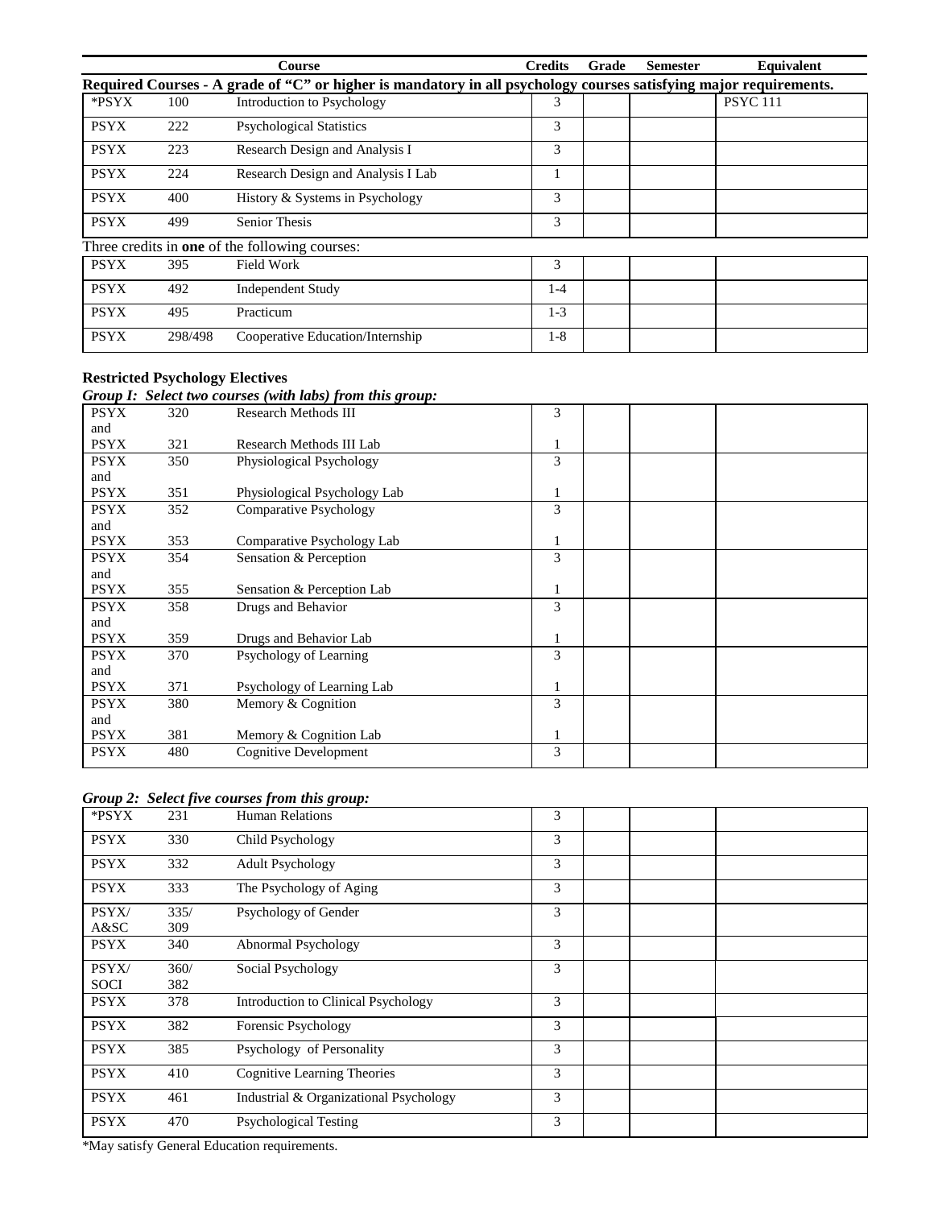| | | Course | Credits | Grade | Semester | Equivalent |
|---|---|---|---|---|---|---|
| **Required Courses - A grade of "C" or higher is mandatory in all psychology courses satisfying major requirements.** | | | | | | |
| *PSYX | 100 | Introduction to Psychology | 3 | | | PSYC 111 |
| PSYX | 222 | Psychological Statistics | 3 | | | |
| PSYX | 223 | Research Design and Analysis I | 3 | | | |
| PSYX | 224 | Research Design and Analysis I Lab | 1 | | | |
| PSYX | 400 | History & Systems in Psychology | 3 | | | |
| PSYX | 499 | Senior Thesis | 3 | | | |
| Three credits in **one** of the following courses: | | | | | | |
| PSYX | 395 | Field Work | 3 | | | |
| PSYX | 492 | Independent Study | 1-4 | | | |
| PSYX | 495 | Practicum | 1-3 | | | |
| PSYX | 298/498 | Cooperative Education/Internship | 1-8 | | | |

**Restricted Psychology Electives**

***Group I: Select two courses (with labs) from this group:***

| | | | Credits | Grade | Semester | Equivalent |
|---|---|---|---|---|---|---|
| PSYX and PSYX | 320 / 321 | Research Methods III / Research Methods III Lab | 3 / 1 | | | |
| PSYX and PSYX | 350 / 351 | Physiological Psychology / Physiological Psychology Lab | 3 / 1 | | | |
| PSYX and PSYX | 352 / 353 | Comparative Psychology / Comparative Psychology Lab | 3 / 1 | | | |
| PSYX and PSYX | 354 / 355 | Sensation & Perception / Sensation & Perception Lab | 3 / 1 | | | |
| PSYX and PSYX | 358 / 359 | Drugs and Behavior / Drugs and Behavior Lab | 3 / 1 | | | |
| PSYX and PSYX | 370 / 371 | Psychology of Learning / Psychology of Learning Lab | 3 / 1 | | | |
| PSYX and PSYX | 380 / 381 | Memory & Cognition / Memory & Cognition Lab | 3 / 1 | | | |
| PSYX | 480 | Cognitive Development | 3 | | | |

***Group 2: Select five courses from this group:***

| | | | Credits | Grade | Semester | Equivalent |
|---|---|---|---|---|---|---|
| *PSYX | 231 | Human Relations | 3 | | | |
| PSYX | 330 | Child Psychology | 3 | | | |
| PSYX | 332 | Adult Psychology | 3 | | | |
| PSYX | 333 | The Psychology of Aging | 3 | | | |
| PSYX/ A&SC | 335/ 309 | Psychology of Gender | 3 | | | |
| PSYX | 340 | Abnormal Psychology | 3 | | | |
| PSYX/ SOCI | 360/ 382 | Social Psychology | 3 | | | |
| PSYX | 378 | Introduction to Clinical Psychology | 3 | | | |
| PSYX | 382 | Forensic Psychology | 3 | | | |
| PSYX | 385 | Psychology of Personality | 3 | | | |
| PSYX | 410 | Cognitive Learning Theories | 3 | | | |
| PSYX | 461 | Industrial & Organizational Psychology | 3 | | | |
| PSYX | 470 | Psychological Testing | 3 | | | |

*May satisfy General Education requirements.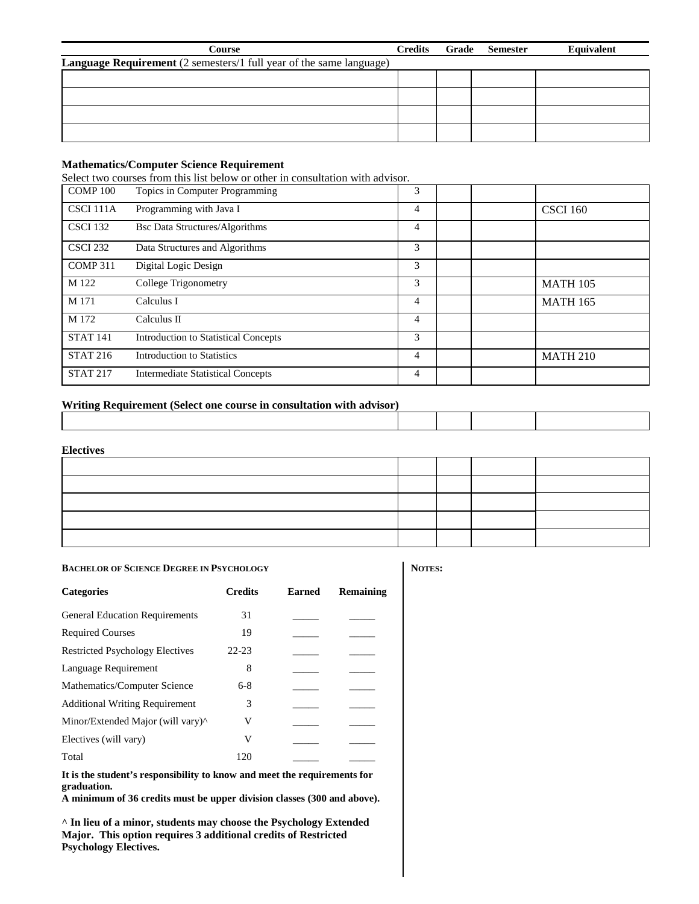| Course | Credits | Grade | Semester | Equivalent |
|---|---|---|---|---|
| **Language Requirement** (2 semesters/1 full year of the same language) | | | | |
| | | | | |
| | | | | |
| | | | | |
| | | | | |

**Mathematics/Computer Science Requirement**

Select two courses from this list below or other in consultation with advisor.

| | | Credits | Grade | Semester | Equivalent |
|---|---|---|---|---|---|
| COMP 100 | Topics in Computer Programming | 3 | | | |
| CSCI 111A | Programming with Java I | 4 | | | CSCI 160 |
| CSCI 132 | Bsc Data Structures/Algorithms | 4 | | | |
| CSCI 232 | Data Structures and Algorithms | 3 | | | |
| COMP 311 | Digital Logic Design | 3 | | | |
| M 122 | College Trigonometry | 3 | | | MATH 105 |
| M 171 | Calculus I | 4 | | | MATH 165 |
| M 172 | Calculus II | 4 | | | |
| STAT 141 | Introduction to Statistical Concepts | 3 | | | |
| STAT 216 | Introduction to Statistics | 4 | | | MATH 210 |
| STAT 217 | Intermediate Statistical Concepts | 4 | | | |

**Writing Requirement (Select one course in consultation with advisor)**

| Course | Credits | Grade | Semester | Equivalent |
|---|---|---|---|---|
| | | | | |

**Electives**

| Course | Credits | Grade | Semester | Equivalent |
|---|---|---|---|---|
| | | | | |
| | | | | |
| | | | | |
| | | | | |
| | | | | |

**BACHELOR OF SCIENCE DEGREE IN PSYCHOLOGY**

| Categories | Credits | Earned | Remaining |
|---|---|---|---|
| General Education Requirements | 31 | _____ | _____ |
| Required Courses | 19 | _____ | _____ |
| Restricted Psychology Electives | 22-23 | _____ | _____ |
| Language Requirement | 8 | _____ | _____ |
| Mathematics/Computer Science | 6-8 | _____ | _____ |
| Additional Writing Requirement | 3 | _____ | _____ |
| Minor/Extended Major (will vary)^ | V | _____ | _____ |
| Electives (will vary) | V | _____ | _____ |
| Total | 120 | _____ | _____ |

**It is the student's responsibility to know and meet the requirements for graduation.**

**A minimum of 36 credits must be upper division classes (300 and above).**

**^ In lieu of a minor, students may choose the Psychology Extended Major. This option requires 3 additional credits of Restricted Psychology Electives.**

**NOTES:**